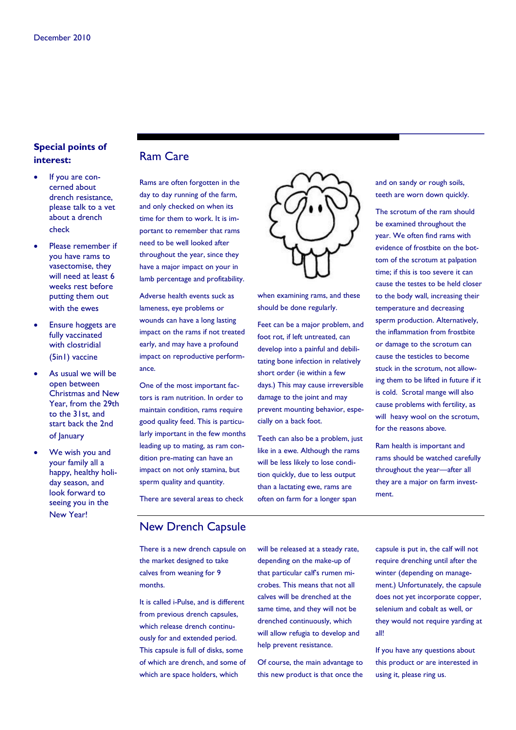December 2010

**Special points of interest:**

- If you are concerned about drench resistance, please talk to a vet about a drench check
- Please remember if you have rams to vasectomise, they will need at least 6 weeks rest before putting them out with the ewes
- Ensure hoggets are fully vaccinated with clostridial (5in1) vaccine
- As usual we will be open between Christmas and New Year, from the 29th to the 31st, and start back the 2nd of January
- We wish you and your family all a happy, healthy holiday season, and look forward to seeing you in the New Year!

## Ram Care

Rams are often forgotten in the day to day running of the farm, and only checked on when its time for them to work. It is important to remember that rams need to be well looked after throughout the year, since they have a major impact on your in lamb percentage and profitability.

Adverse health events suck as lameness, eye problems or wounds can have a long lasting impact on the rams if not treated early, and may have a profound impact on reproductive performance.

One of the most important factors is ram nutrition. In order to maintain condition, rams require good quality feed. This is particularly important in the few months leading up to mating, as ram condition pre-mating can have an impact on not only stamina, but sperm quality and quantity.

There are several areas to check when examining rams, and these should be done regularly.

Feet can be a major problem, and foot rot, if left untreated, can develop into a painful and debilitating bone infection in relatively short order (ie within a few days.) This may cause irreversible damage to the joint and may prevent mounting behavior, especially on a back foot.

Teeth can also be a problem, just like in a ewe. Although the rams will be less likely to lose condition quickly, due to less output than a lactating ewe, rams are often on farm for a longer span and on sandy or rough soils, teeth are worn down quickly.

The scrotum of the ram should be examined throughout the year. We often find rams with evidence of frostbite on the bottom of the scrotum at palpation time; if this is too severe it can cause the testes to be held closer to the body wall, increasing their temperature and decreasing sperm production. Alternatively, the inflammation from frostbite or damage to the scrotum can cause the testicles to become stuck in the scrotum, not allowing them to be lifted in future if it is cold. Scrotal mange will also cause problems with fertility, as will heavy wool on the scrotum, for the reasons above.

Ram health is important and rams should be watched carefully throughout the year—after all they are a major on farm investment.

## New Drench Capsule

There is a new drench capsule on the market designed to take calves from weaning for 9 months.

It is called i-Pulse, and is different from previous drench capsules, which release drench continuously for and extended period. This capsule is full of disks, some of which are drench, and some of which are space holders, which will be released at a steady rate, depending on the make-up of that particular calf's rumen microbes. This means that not all calves will be drenched at the same time, and they will not be drenched continuously, which will allow refugia to develop and help prevent resistance.

Of course, the main advantage to this new product is that once the capsule is put in, the calf will not require drenching until after the winter (depending on management.) Unfortunately, the capsule does not yet incorporate copper, selenium and cobalt as well, or they would not require yarding at all!

If you have any questions about this product or are interested in using it, please ring us.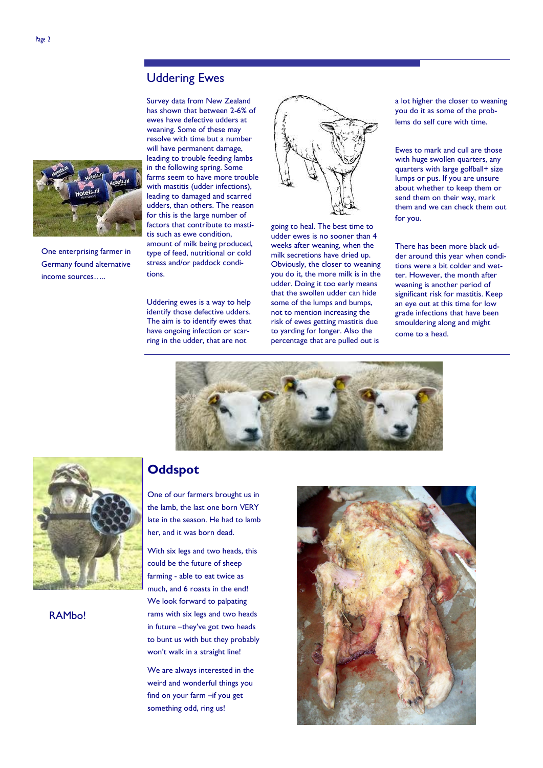## Uddering Ewes

Survey data from New Zealand has shown that between 2-6% of ewes have defective udders at weaning. Some of these may resolve with time but a number will have permanent damage, leading to trouble feeding lambs in the following spring. Some farms seem to have more trouble with mastitis (udder infections), leading to damaged and scarred udders, than others. The reason for this is the large number of factors that contribute to mastitis such as ewe condition, amount of milk being produced, type of feed, nutritional or cold stress and/or paddock conditions.

Uddering ewes is a way to help identify those defective udders. The aim is to identify ewes that have ongoing infection or scarring in the udder, that are not going to heal. The best time to udder ewes is no sooner than 4 weeks after weaning, when the milk secretions have dried up. Obviously, the closer to weaning you do it, the more milk is in the udder. Doing it too early means that the swollen udder can hide some of the lumps and bumps, not to mention increasing the risk of ewes getting mastitis due to yarding for longer. Also the percentage that are pulled out is a lot higher the closer to weaning you do it as some of the problems do self cure with time.

Ewes to mark and cull are those with huge swollen quarters, any quarters with large golfball+ size lumps or pus. If you are unsure about whether to keep them or send them on their way, mark them and we can check them out for you.

There has been more black udder around this year when conditions were a bit colder and wetter. However, the month after weaning is another period of significant risk for mastitis. Keep an eye out at this time for low grade infections that have been smouldering along and might come to a head.

One enterprising farmer in Germany found alternative income sources…..

## Oddspot

One of our farmers brought us in the lamb, the last one born VERY late in the season. He had to lamb her, and it was born dead.

With six legs and two heads, this could be the future of sheep farming - able to eat twice as much, and 6 roasts in the end! We look forward to palpating rams with six legs and two heads in future –they've got two heads to bunt us with but they probably won't walk in a straight line!

We are always interested in the weird and wonderful things you find on your farm –if you get something odd, ring us!

RAMbo!